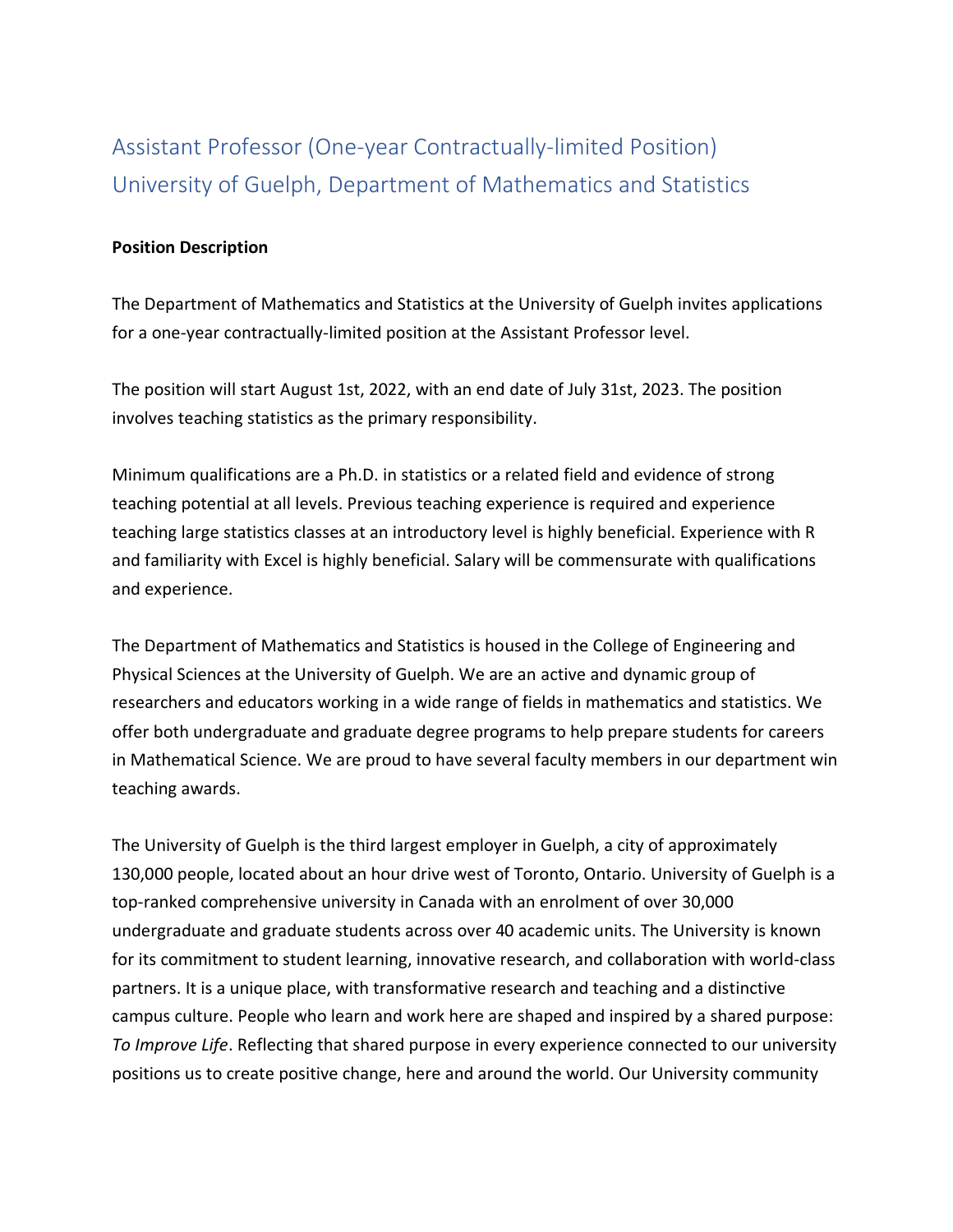# Assistant Professor (One-year Contractually-limited Position)
# University of Guelph, Department of Mathematics and Statistics

**Position Description**

The Department of Mathematics and Statistics at the University of Guelph invites applications for a one-year contractually-limited position at the Assistant Professor level.

The position will start August 1st, 2022, with an end date of July 31st, 2023. The position involves teaching statistics as the primary responsibility.

Minimum qualifications are a Ph.D. in statistics or a related field and evidence of strong teaching potential at all levels. Previous teaching experience is required and experience teaching large statistics classes at an introductory level is highly beneficial. Experience with R and familiarity with Excel is highly beneficial. Salary will be commensurate with qualifications and experience.

The Department of Mathematics and Statistics is housed in the College of Engineering and Physical Sciences at the University of Guelph. We are an active and dynamic group of researchers and educators working in a wide range of fields in mathematics and statistics. We offer both undergraduate and graduate degree programs to help prepare students for careers in Mathematical Science. We are proud to have several faculty members in our department win teaching awards.

The University of Guelph is the third largest employer in Guelph, a city of approximately 130,000 people, located about an hour drive west of Toronto, Ontario. University of Guelph is a top-ranked comprehensive university in Canada with an enrolment of over 30,000 undergraduate and graduate students across over 40 academic units. The University is known for its commitment to student learning, innovative research, and collaboration with world-class partners. It is a unique place, with transformative research and teaching and a distinctive campus culture. People who learn and work here are shaped and inspired by a shared purpose: *To Improve Life*. Reflecting that shared purpose in every experience connected to our university positions us to create positive change, here and around the world. Our University community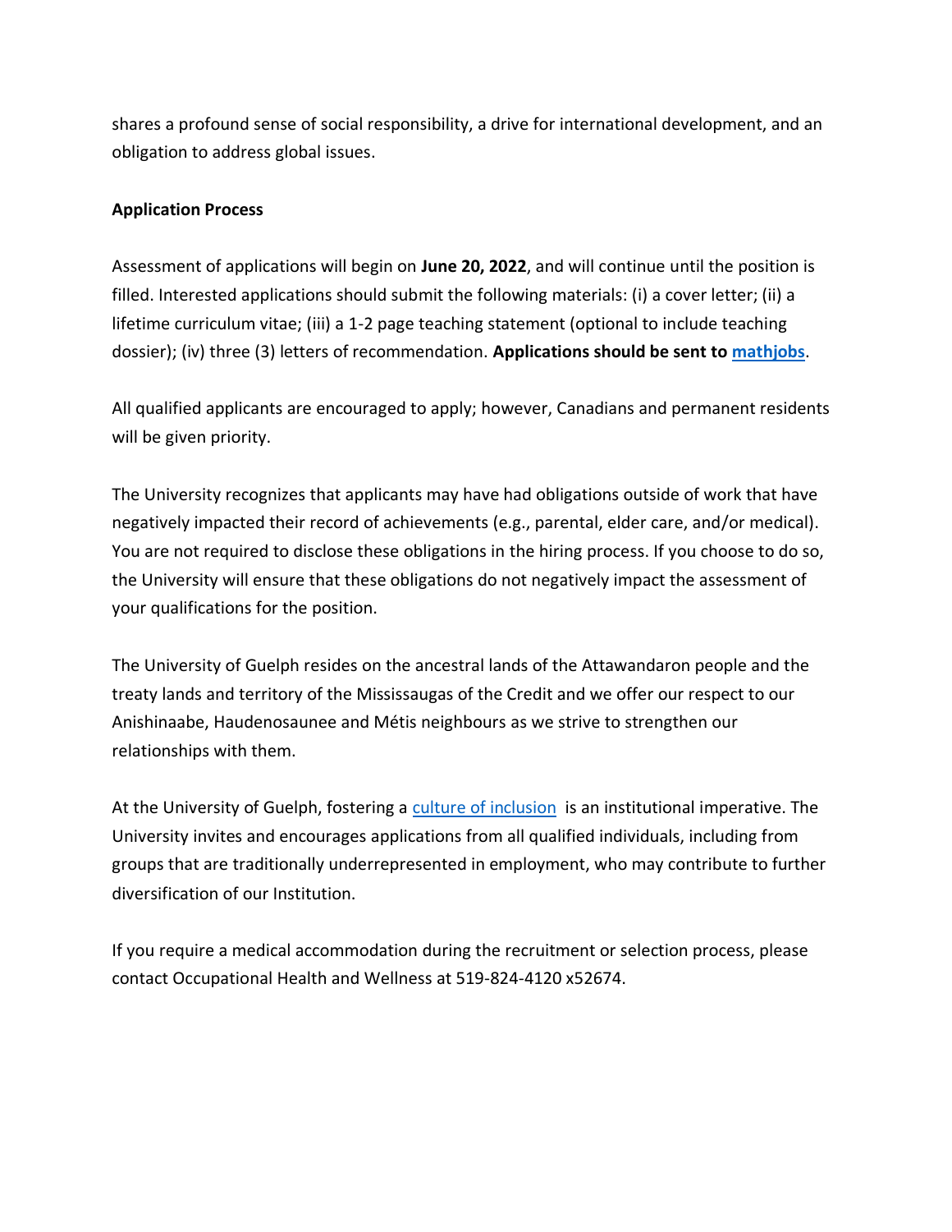shares a profound sense of social responsibility, a drive for international development, and an obligation to address global issues.

**Application Process**

Assessment of applications will begin on **June 20, 2022**, and will continue until the position is filled. Interested applications should submit the following materials: (i) a cover letter; (ii) a lifetime curriculum vitae; (iii) a 1-2 page teaching statement (optional to include teaching dossier); (iv) three (3) letters of recommendation. **Applications should be sent to mathjobs**.

All qualified applicants are encouraged to apply; however, Canadians and permanent residents will be given priority.

The University recognizes that applicants may have had obligations outside of work that have negatively impacted their record of achievements (e.g., parental, elder care, and/or medical). You are not required to disclose these obligations in the hiring process. If you choose to do so, the University will ensure that these obligations do not negatively impact the assessment of your qualifications for the position.

The University of Guelph resides on the ancestral lands of the Attawandaron people and the treaty lands and territory of the Mississaugas of the Credit and we offer our respect to our Anishinaabe, Haudenosaunee and Métis neighbours as we strive to strengthen our relationships with them.

At the University of Guelph, fostering a culture of inclusion is an institutional imperative. The University invites and encourages applications from all qualified individuals, including from groups that are traditionally underrepresented in employment, who may contribute to further diversification of our Institution.

If you require a medical accommodation during the recruitment or selection process, please contact Occupational Health and Wellness at 519-824-4120 x52674.